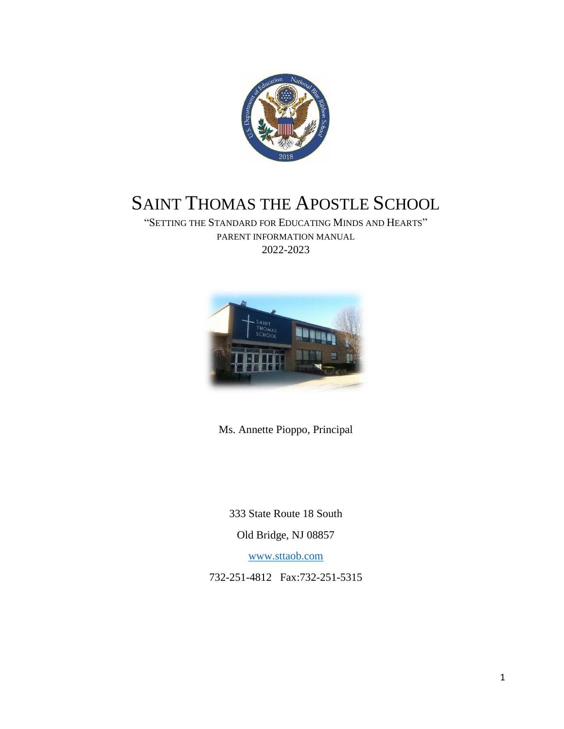# SAINT THOMAS THE APOSTLE SCHOOL

"SETTING THE STANDARD FOR EDUCATING MINDS AND HEARTS"

PARENT INFORMATION MANUAL

2022-2023

Ms. Annette Pioppo, Principal

333 State Route 18 South

Old Bridge, NJ 08857

www.sttaob.com

732-251-4812 Fax:732-251-5315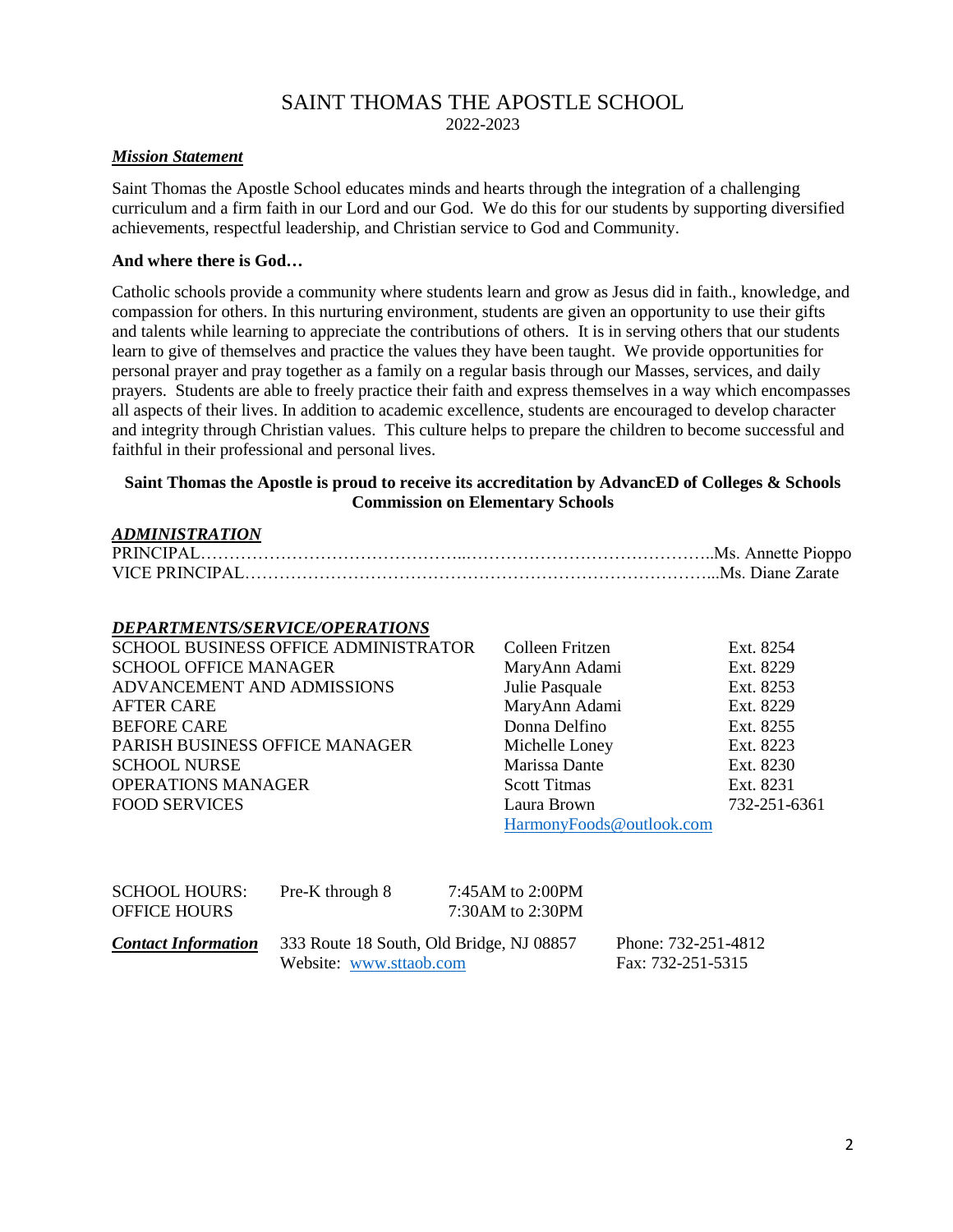# SAINT THOMAS THE APOSTLE SCHOOL

2022-2023

***Mission Statement***

Saint Thomas the Apostle School educates minds and hearts through the integration of a challenging curriculum and a firm faith in our Lord and our God. We do this for our students by supporting diversified achievements, respectful leadership, and Christian service to God and Community.

**And where there is God…**

Catholic schools provide a community where students learn and grow as Jesus did in faith., knowledge, and compassion for others. In this nurturing environment, students are given an opportunity to use their gifts and talents while learning to appreciate the contributions of others. It is in serving others that our students learn to give of themselves and practice the values they have been taught. We provide opportunities for personal prayer and pray together as a family on a regular basis through our Masses, services, and daily prayers. Students are able to freely practice their faith and express themselves in a way which encompasses all aspects of their lives. In addition to academic excellence, students are encouraged to develop character and integrity through Christian values. This culture helps to prepare the children to become successful and faithful in their professional and personal lives.

**Saint Thomas the Apostle is proud to receive its accreditation by AdvancED of Colleges & Schools Commission on Elementary Schools**

***ADMINISTRATION***

PRINCIPAL……………………………………..……………………………………..Ms. Annette Pioppo
VICE PRINCIPAL………………………………………………………………………...Ms. Diane Zarate

***DEPARTMENTS/SERVICE/OPERATIONS***

| | | |
|---|---|---|
| SCHOOL BUSINESS OFFICE ADMINISTRATOR | Colleen Fritzen | Ext. 8254 |
| SCHOOL OFFICE MANAGER | MaryAnn Adami | Ext. 8229 |
| ADVANCEMENT AND ADMISSIONS | Julie Pasquale | Ext. 8253 |
| AFTER CARE | MaryAnn Adami | Ext. 8229 |
| BEFORE CARE | Donna Delfino | Ext. 8255 |
| PARISH BUSINESS OFFICE MANAGER | Michelle Loney | Ext. 8223 |
| SCHOOL NURSE | Marissa Dante | Ext. 8230 |
| OPERATIONS MANAGER | Scott Titmas | Ext. 8231 |
| FOOD SERVICES | Laura Brown | 732-251-6361 |
| | HarmonyFoods@outlook.com | |

| | | |
|---|---|---|
| SCHOOL HOURS: | Pre-K through 8 | 7:45AM to 2:00PM |
| OFFICE HOURS | | 7:30AM to 2:30PM |

***Contact Information*** 333 Route 18 South, Old Bridge, NJ 08857
Website: www.sttaob.com
Phone: 732-251-4812
Fax: 732-251-5315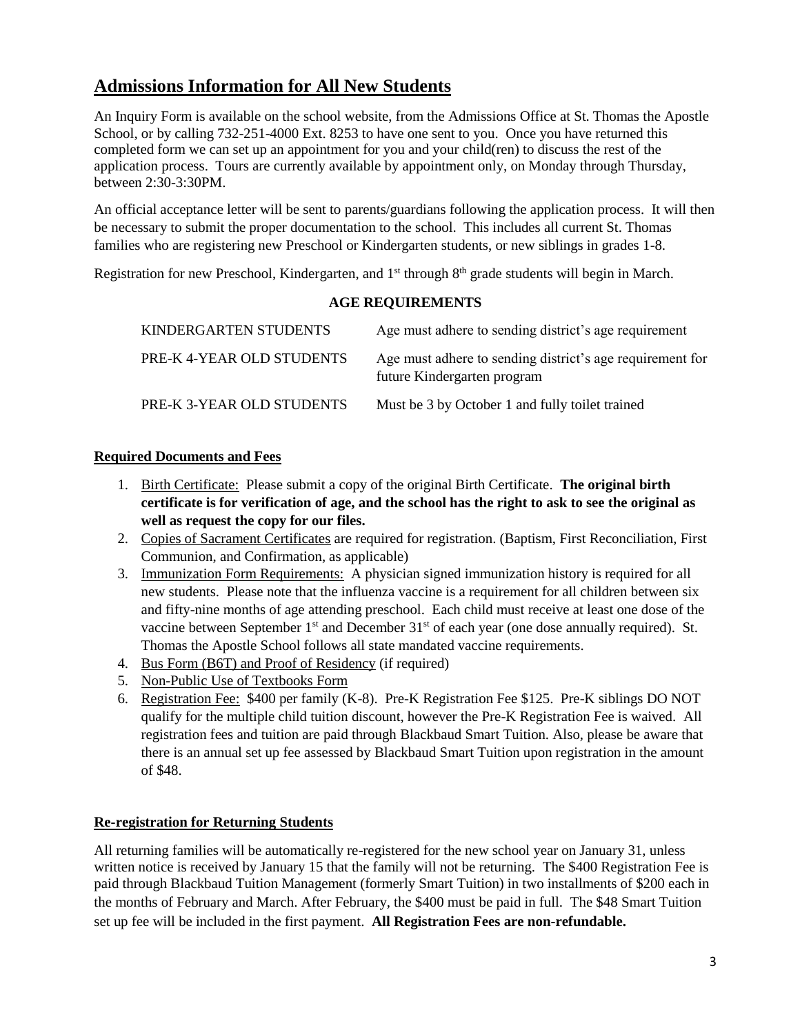## Admissions Information for All New Students

An Inquiry Form is available on the school website, from the Admissions Office at St. Thomas the Apostle School, or by calling 732-251-4000 Ext. 8253 to have one sent to you. Once you have returned this completed form we can set up an appointment for you and your child(ren) to discuss the rest of the application process. Tours are currently available by appointment only, on Monday through Thursday, between 2:30-3:30PM.

An official acceptance letter will be sent to parents/guardians following the application process. It will then be necessary to submit the proper documentation to the school. This includes all current St. Thomas families who are registering new Preschool or Kindergarten students, or new siblings in grades 1-8.

Registration for new Preschool, Kindergarten, and 1st through 8th grade students will begin in March.

**AGE REQUIREMENTS**

| | |
|---|---|
| KINDERGARTEN STUDENTS | Age must adhere to sending district's age requirement |
| PRE-K 4-YEAR OLD STUDENTS | Age must adhere to sending district's age requirement for future Kindergarten program |
| PRE-K 3-YEAR OLD STUDENTS | Must be 3 by October 1 and fully toilet trained |

**Required Documents and Fees**

1. Birth Certificate: Please submit a copy of the original Birth Certificate. **The original birth certificate is for verification of age, and the school has the right to ask to see the original as well as request the copy for our files.**
2. Copies of Sacrament Certificates are required for registration. (Baptism, First Reconciliation, First Communion, and Confirmation, as applicable)
3. Immunization Form Requirements: A physician signed immunization history is required for all new students. Please note that the influenza vaccine is a requirement for all children between six and fifty-nine months of age attending preschool. Each child must receive at least one dose of the vaccine between September 1st and December 31st of each year (one dose annually required). St. Thomas the Apostle School follows all state mandated vaccine requirements.
4. Bus Form (B6T) and Proof of Residency (if required)
5. Non-Public Use of Textbooks Form
6. Registration Fee: $400 per family (K-8). Pre-K Registration Fee $125. Pre-K siblings DO NOT qualify for the multiple child tuition discount, however the Pre-K Registration Fee is waived. All registration fees and tuition are paid through Blackbaud Smart Tuition. Also, please be aware that there is an annual set up fee assessed by Blackbaud Smart Tuition upon registration in the amount of $48.

**Re-registration for Returning Students**

All returning families will be automatically re-registered for the new school year on January 31, unless written notice is received by January 15 that the family will not be returning. The $400 Registration Fee is paid through Blackbaud Tuition Management (formerly Smart Tuition) in two installments of $200 each in the months of February and March. After February, the $400 must be paid in full. The $48 Smart Tuition set up fee will be included in the first payment. **All Registration Fees are non-refundable.**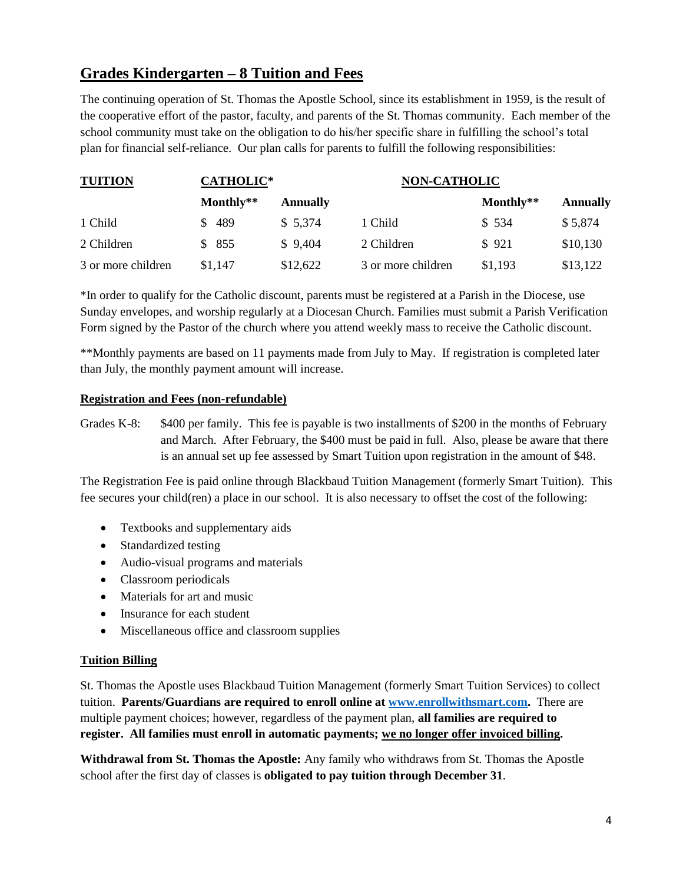## Grades Kindergarten – 8 Tuition and Fees

The continuing operation of St. Thomas the Apostle School, since its establishment in 1959, is the result of the cooperative effort of the pastor, faculty, and parents of the St. Thomas community. Each member of the school community must take on the obligation to do his/her specific share in fulfilling the school's total plan for financial self-reliance. Our plan calls for parents to fulfill the following responsibilities:

| TUITION | CATHOLIC* | | NON-CATHOLIC | | |
|---|---|---|---|---|---|
| | Monthly** | Annually | | Monthly** | Annually |
| 1 Child | $ 489 | $ 5,374 | 1 Child | $ 534 | $ 5,874 |
| 2 Children | $ 855 | $ 9,404 | 2 Children | $ 921 | $10,130 |
| 3 or more children | $1,147 | $12,622 | 3 or more children | $1,193 | $13,122 |

*In order to qualify for the Catholic discount, parents must be registered at a Parish in the Diocese, use Sunday envelopes, and worship regularly at a Diocesan Church. Families must submit a Parish Verification Form signed by the Pastor of the church where you attend weekly mass to receive the Catholic discount.

**Monthly payments are based on 11 payments made from July to May. If registration is completed later than July, the monthly payment amount will increase.

### Registration and Fees (non-refundable)

Grades K-8: $400 per family. This fee is payable is two installments of $200 in the months of February and March. After February, the $400 must be paid in full. Also, please be aware that there is an annual set up fee assessed by Smart Tuition upon registration in the amount of $48.

The Registration Fee is paid online through Blackbaud Tuition Management (formerly Smart Tuition). This fee secures your child(ren) a place in our school. It is also necessary to offset the cost of the following:

- Textbooks and supplementary aids
- Standardized testing
- Audio-visual programs and materials
- Classroom periodicals
- Materials for art and music
- Insurance for each student
- Miscellaneous office and classroom supplies

### Tuition Billing

St. Thomas the Apostle uses Blackbaud Tuition Management (formerly Smart Tuition Services) to collect tuition. **Parents/Guardians are required to enroll online at [www.enrollwithsmart.com](www.enrollwithsmart.com).** There are multiple payment choices; however, regardless of the payment plan, **all families are required to register. All families must enroll in automatic payments; we no longer offer invoiced billing.**

**Withdrawal from St. Thomas the Apostle:** Any family who withdraws from St. Thomas the Apostle school after the first day of classes is **obligated to pay tuition through December 31**.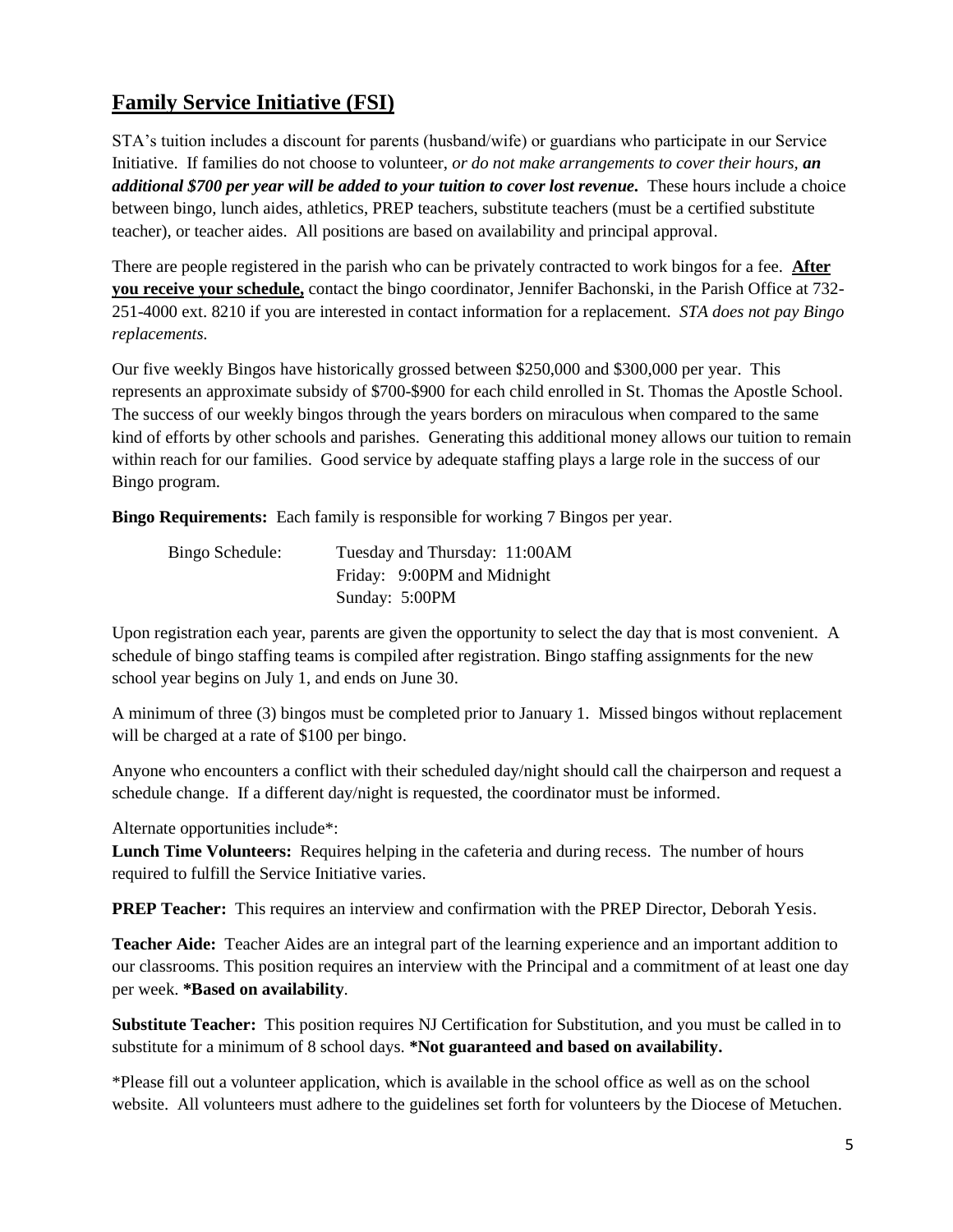## Family Service Initiative (FSI)

STA's tuition includes a discount for parents (husband/wife) or guardians who participate in our Service Initiative. If families do not choose to volunteer, *or do not make arrangements to cover their hours, **an additional $700 per year will be added to your tuition to cover lost revenue.*** These hours include a choice between bingo, lunch aides, athletics, PREP teachers, substitute teachers (must be a certified substitute teacher), or teacher aides. All positions are based on availability and principal approval.

There are people registered in the parish who can be privately contracted to work bingos for a fee. **After you receive your schedule,** contact the bingo coordinator, Jennifer Bachonski, in the Parish Office at 732-251-4000 ext. 8210 if you are interested in contact information for a replacement. *STA does not pay Bingo replacements.*

Our five weekly Bingos have historically grossed between $250,000 and $300,000 per year. This represents an approximate subsidy of $700-$900 for each child enrolled in St. Thomas the Apostle School. The success of our weekly bingos through the years borders on miraculous when compared to the same kind of efforts by other schools and parishes. Generating this additional money allows our tuition to remain within reach for our families. Good service by adequate staffing plays a large role in the success of our Bingo program.

**Bingo Requirements:** Each family is responsible for working 7 Bingos per year.

Bingo Schedule:
Tuesday and Thursday: 11:00AM
Friday: 9:00PM and Midnight
Sunday: 5:00PM

Upon registration each year, parents are given the opportunity to select the day that is most convenient. A schedule of bingo staffing teams is compiled after registration. Bingo staffing assignments for the new school year begins on July 1, and ends on June 30.

A minimum of three (3) bingos must be completed prior to January 1. Missed bingos without replacement will be charged at a rate of $100 per bingo.

Anyone who encounters a conflict with their scheduled day/night should call the chairperson and request a schedule change. If a different day/night is requested, the coordinator must be informed.

Alternate opportunities include*:

**Lunch Time Volunteers:** Requires helping in the cafeteria and during recess. The number of hours required to fulfill the Service Initiative varies.

**PREP Teacher:** This requires an interview and confirmation with the PREP Director, Deborah Yesis.

**Teacher Aide:** Teacher Aides are an integral part of the learning experience and an important addition to our classrooms. This position requires an interview with the Principal and a commitment of at least one day per week. **\*Based on availability**.

**Substitute Teacher:** This position requires NJ Certification for Substitution, and you must be called in to substitute for a minimum of 8 school days. **\*Not guaranteed and based on availability.**

*Please fill out a volunteer application, which is available in the school office as well as on the school website. All volunteers must adhere to the guidelines set forth for volunteers by the Diocese of Metuchen.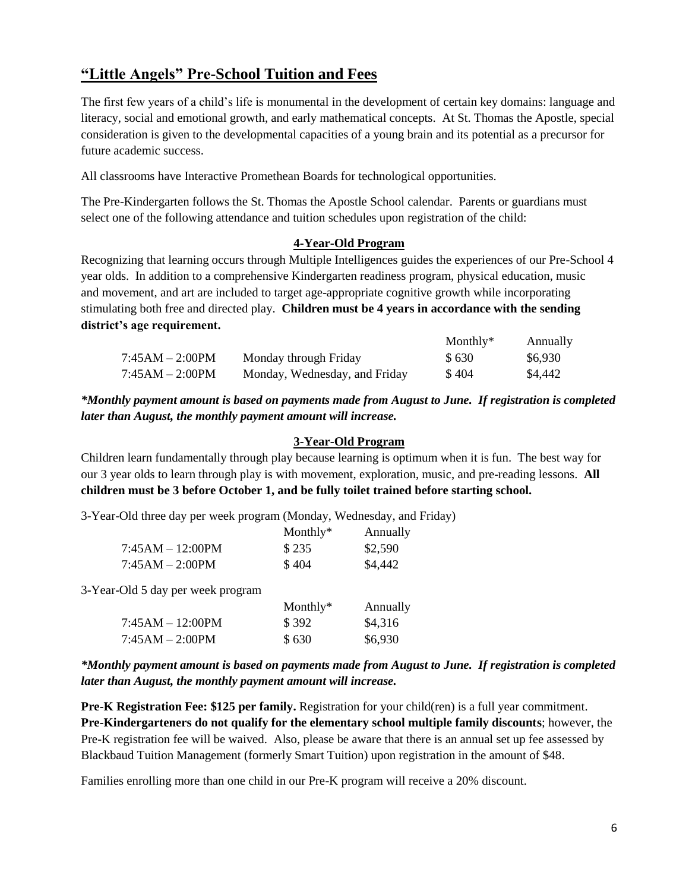## "Little Angels" Pre-School Tuition and Fees

The first few years of a child's life is monumental in the development of certain key domains: language and literacy, social and emotional growth, and early mathematical concepts. At St. Thomas the Apostle, special consideration is given to the developmental capacities of a young brain and its potential as a precursor for future academic success.

All classrooms have Interactive Promethean Boards for technological opportunities.

The Pre-Kindergarten follows the St. Thomas the Apostle School calendar. Parents or guardians must select one of the following attendance and tuition schedules upon registration of the child:

### 4-Year-Old Program

Recognizing that learning occurs through Multiple Intelligences guides the experiences of our Pre-School 4 year olds. In addition to a comprehensive Kindergarten readiness program, physical education, music and movement, and art are included to target age-appropriate cognitive growth while incorporating stimulating both free and directed play. **Children must be 4 years in accordance with the sending district's age requirement.**

| | | Monthly* | Annually |
|---|---|---|---|
| 7:45AM – 2:00PM | Monday through Friday | $ 630 | $6,930 |
| 7:45AM – 2:00PM | Monday, Wednesday, and Friday | $ 404 | $4,442 |

***Monthly payment amount is based on payments made from August to June. If registration is completed later than August, the monthly payment amount will increase.***

### 3-Year-Old Program

Children learn fundamentally through play because learning is optimum when it is fun. The best way for our 3 year olds to learn through play is with movement, exploration, music, and pre-reading lessons. **All children must be 3 before October 1, and be fully toilet trained before starting school.**

3-Year-Old three day per week program (Monday, Wednesday, and Friday)

| | Monthly* | Annually |
|---|---|---|
| 7:45AM – 12:00PM | $ 235 | $2,590 |
| 7:45AM – 2:00PM | $ 404 | $4,442 |

3-Year-Old 5 day per week program

| | Monthly* | Annually |
|---|---|---|
| 7:45AM – 12:00PM | $ 392 | $4,316 |
| 7:45AM – 2:00PM | $ 630 | $6,930 |

***Monthly payment amount is based on payments made from August to June. If registration is completed later than August, the monthly payment amount will increase.***

**Pre-K Registration Fee: $125 per family.** Registration for your child(ren) is a full year commitment. **Pre-Kindergarteners do not qualify for the elementary school multiple family discounts**; however, the Pre-K registration fee will be waived. Also, please be aware that there is an annual set up fee assessed by Blackbaud Tuition Management (formerly Smart Tuition) upon registration in the amount of $48.

Families enrolling more than one child in our Pre-K program will receive a 20% discount.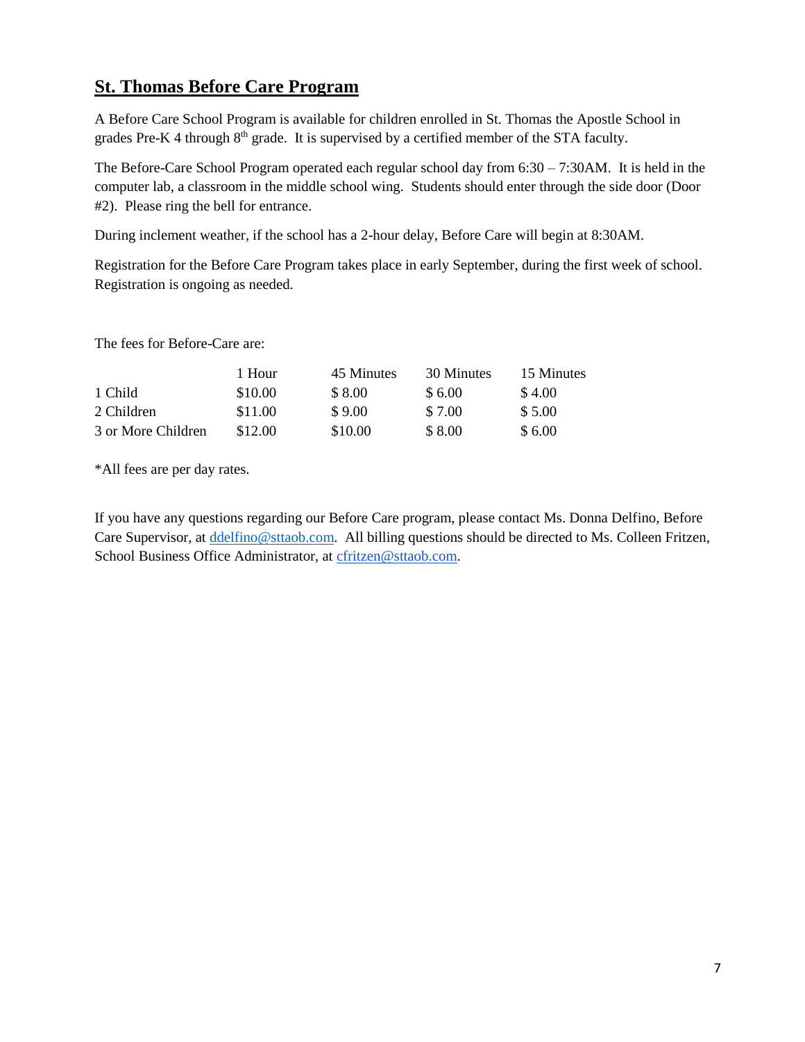## St. Thomas Before Care Program

A Before Care School Program is available for children enrolled in St. Thomas the Apostle School in grades Pre-K 4 through 8th grade. It is supervised by a certified member of the STA faculty.

The Before-Care School Program operated each regular school day from 6:30 – 7:30AM. It is held in the computer lab, a classroom in the middle school wing. Students should enter through the side door (Door #2). Please ring the bell for entrance.

During inclement weather, if the school has a 2-hour delay, Before Care will begin at 8:30AM.

Registration for the Before Care Program takes place in early September, during the first week of school. Registration is ongoing as needed.

The fees for Before-Care are:

| | 1 Hour | 45 Minutes | 30 Minutes | 15 Minutes |
|---|---|---|---|---|
| 1 Child | $10.00 | $ 8.00 | $ 6.00 | $ 4.00 |
| 2 Children | $11.00 | $ 9.00 | $ 7.00 | $ 5.00 |
| 3 or More Children | $12.00 | $10.00 | $ 8.00 | $ 6.00 |

*All fees are per day rates.

If you have any questions regarding our Before Care program, please contact Ms. Donna Delfino, Before Care Supervisor, at ddelfino@sttaob.com. All billing questions should be directed to Ms. Colleen Fritzen, School Business Office Administrator, at cfritzen@sttaob.com.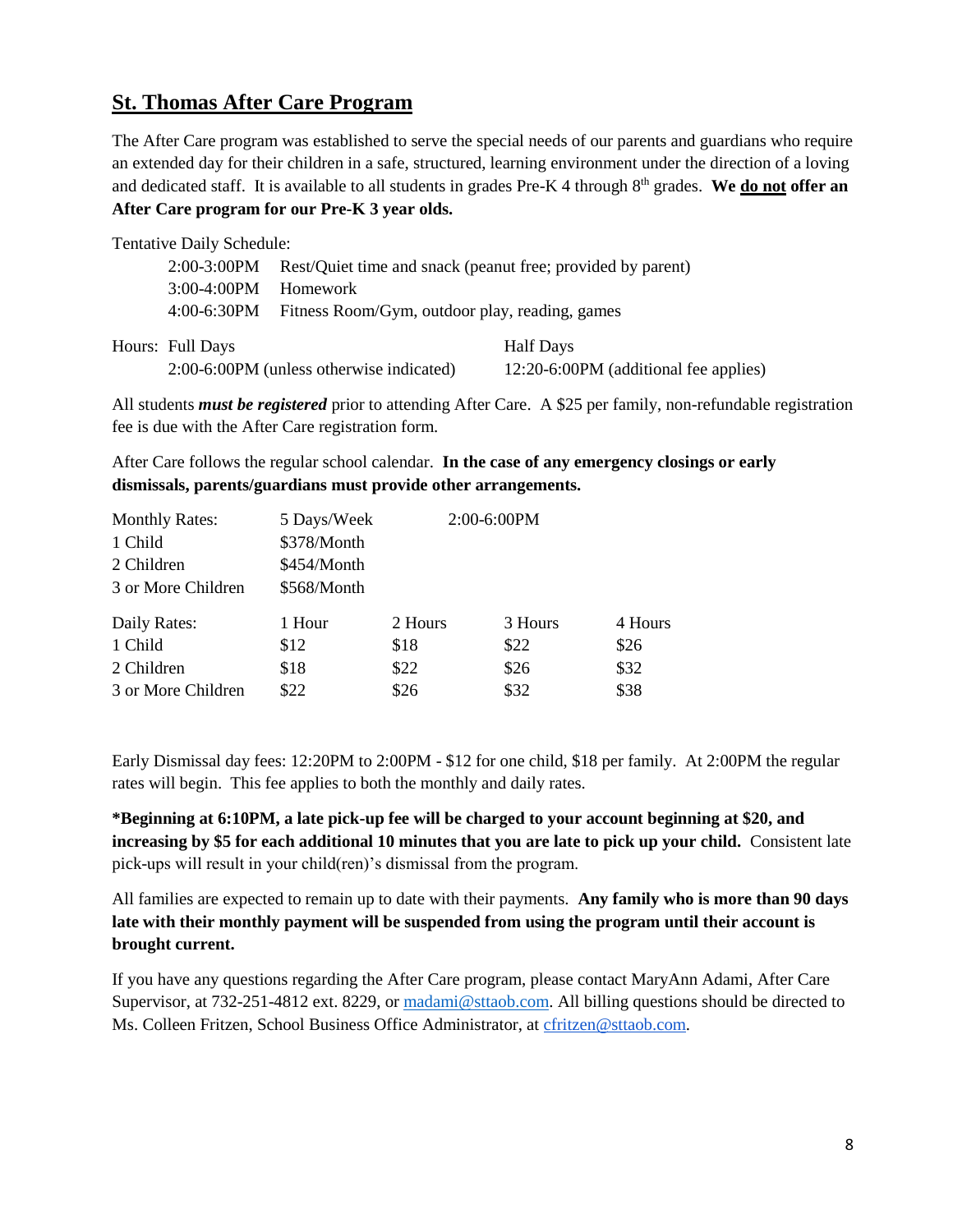## St. Thomas After Care Program

The After Care program was established to serve the special needs of our parents and guardians who require an extended day for their children in a safe, structured, learning environment under the direction of a loving and dedicated staff. It is available to all students in grades Pre-K 4 through 8th grades. **We do not offer an After Care program for our Pre-K 3 year olds.**

Tentative Daily Schedule:

| | |
|---|---|
| 2:00-3:00PM | Rest/Quiet time and snack (peanut free; provided by parent) |
| 3:00-4:00PM | Homework |
| 4:00-6:30PM | Fitness Room/Gym, outdoor play, reading, games |

| Hours: | Full Days | Half Days |
|---|---|---|
| | 2:00-6:00PM (unless otherwise indicated) | 12:20-6:00PM (additional fee applies) |

All students ***must be registered*** prior to attending After Care. A $25 per family, non-refundable registration fee is due with the After Care registration form.

After Care follows the regular school calendar. **In the case of any emergency closings or early dismissals, parents/guardians must provide other arrangements.**

| Monthly Rates: | 5 Days/Week | 2:00-6:00PM |
|---|---|---|
| 1 Child | $378/Month | |
| 2 Children | $454/Month | |
| 3 or More Children | $568/Month | |

| Daily Rates: | 1 Hour | 2 Hours | 3 Hours | 4 Hours |
|---|---|---|---|---|
| 1 Child | $12 | $18 | $22 | $26 |
| 2 Children | $18 | $22 | $26 | $32 |
| 3 or More Children | $22 | $26 | $32 | $38 |

Early Dismissal day fees: 12:20PM to 2:00PM - $12 for one child, $18 per family. At 2:00PM the regular rates will begin. This fee applies to both the monthly and daily rates.

**\*Beginning at 6:10PM, a late pick-up fee will be charged to your account beginning at $20, and increasing by $5 for each additional 10 minutes that you are late to pick up your child.** Consistent late pick-ups will result in your child(ren)'s dismissal from the program.

All families are expected to remain up to date with their payments. **Any family who is more than 90 days late with their monthly payment will be suspended from using the program until their account is brought current.**

If you have any questions regarding the After Care program, please contact MaryAnn Adami, After Care Supervisor, at 732-251-4812 ext. 8229, or madami@sttaob.com. All billing questions should be directed to Ms. Colleen Fritzen, School Business Office Administrator, at cfritzen@sttaob.com.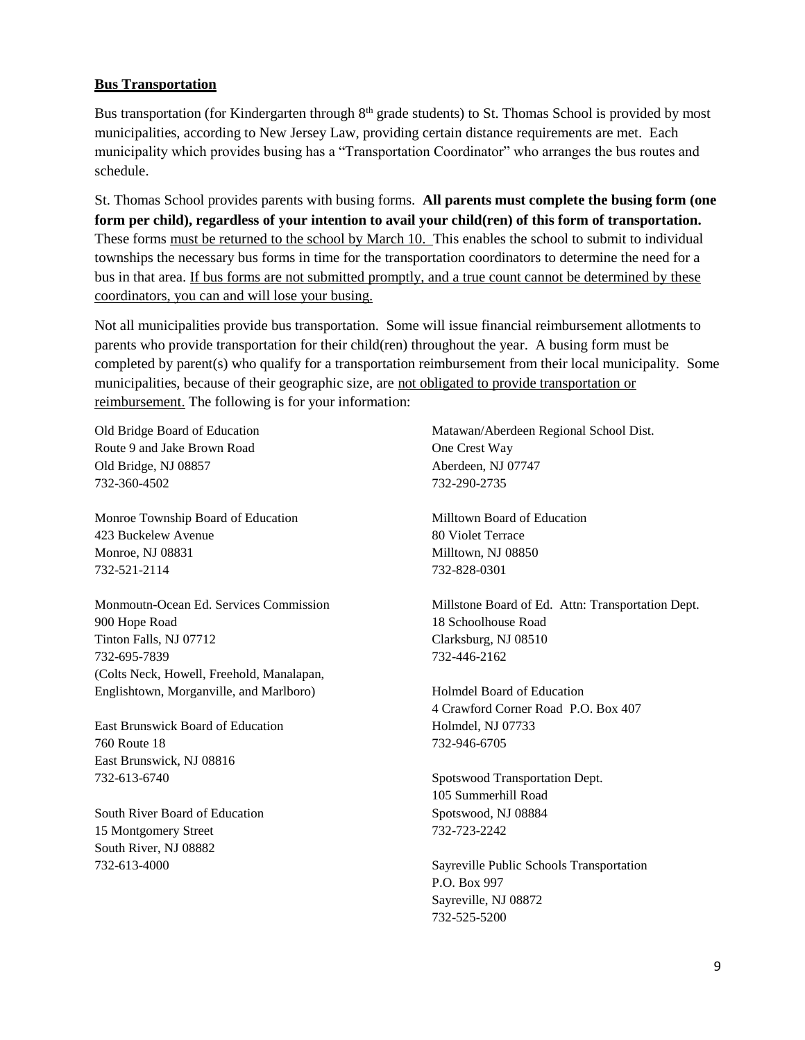**Bus Transportation**

Bus transportation (for Kindergarten through 8th grade students) to St. Thomas School is provided by most municipalities, according to New Jersey Law, providing certain distance requirements are met. Each municipality which provides busing has a "Transportation Coordinator" who arranges the bus routes and schedule.

St. Thomas School provides parents with busing forms. **All parents must complete the busing form (one form per child), regardless of your intention to avail your child(ren) of this form of transportation.** These forms must be returned to the school by March 10. This enables the school to submit to individual townships the necessary bus forms in time for the transportation coordinators to determine the need for a bus in that area. If bus forms are not submitted promptly, and a true count cannot be determined by these coordinators, you can and will lose your busing.

Not all municipalities provide bus transportation. Some will issue financial reimbursement allotments to parents who provide transportation for their child(ren) throughout the year. A busing form must be completed by parent(s) who qualify for a transportation reimbursement from their local municipality. Some municipalities, because of their geographic size, are not obligated to provide transportation or reimbursement. The following is for your information:

Old Bridge Board of Education
Route 9 and Jake Brown Road
Old Bridge, NJ 08857
732-360-4502

Monroe Township Board of Education
423 Buckelew Avenue
Monroe, NJ 08831
732-521-2114

Monmoutn-Ocean Ed. Services Commission
900 Hope Road
Tinton Falls, NJ 07712
732-695-7839
(Colts Neck, Howell, Freehold, Manalapan, Englishtown, Morganville, and Marlboro)

East Brunswick Board of Education
760 Route 18
East Brunswick, NJ 08816
732-613-6740

South River Board of Education
15 Montgomery Street
South River, NJ 08882
732-613-4000

Matawan/Aberdeen Regional School Dist.
One Crest Way
Aberdeen, NJ 07747
732-290-2735

Milltown Board of Education
80 Violet Terrace
Milltown, NJ 08850
732-828-0301

Millstone Board of Ed. Attn: Transportation Dept.
18 Schoolhouse Road
Clarksburg, NJ 08510
732-446-2162

Holmdel Board of Education
4 Crawford Corner Road P.O. Box 407
Holmdel, NJ 07733
732-946-6705

Spotswood Transportation Dept.
105 Summerhill Road
Spotswood, NJ 08884
732-723-2242

Sayreville Public Schools Transportation
P.O. Box 997
Sayreville, NJ 08872
732-525-5200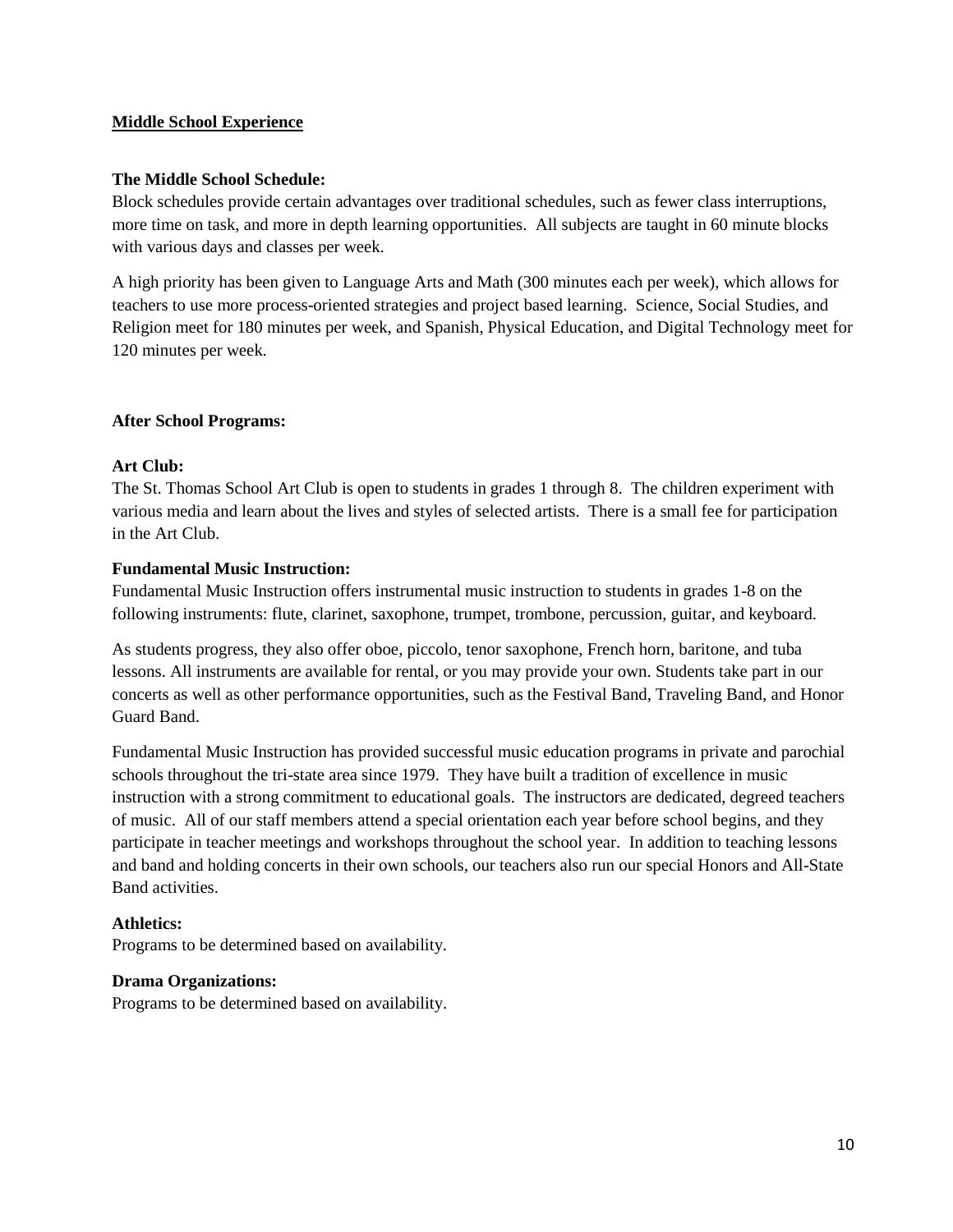## Middle School Experience

### The Middle School Schedule:

Block schedules provide certain advantages over traditional schedules, such as fewer class interruptions, more time on task, and more in depth learning opportunities. All subjects are taught in 60 minute blocks with various days and classes per week.

A high priority has been given to Language Arts and Math (300 minutes each per week), which allows for teachers to use more process-oriented strategies and project based learning. Science, Social Studies, and Religion meet for 180 minutes per week, and Spanish, Physical Education, and Digital Technology meet for 120 minutes per week.

### After School Programs:

**Art Club:**
The St. Thomas School Art Club is open to students in grades 1 through 8. The children experiment with various media and learn about the lives and styles of selected artists. There is a small fee for participation in the Art Club.

**Fundamental Music Instruction:**
Fundamental Music Instruction offers instrumental music instruction to students in grades 1-8 on the following instruments: flute, clarinet, saxophone, trumpet, trombone, percussion, guitar, and keyboard.

As students progress, they also offer oboe, piccolo, tenor saxophone, French horn, baritone, and tuba lessons. All instruments are available for rental, or you may provide your own. Students take part in our concerts as well as other performance opportunities, such as the Festival Band, Traveling Band, and Honor Guard Band.

Fundamental Music Instruction has provided successful music education programs in private and parochial schools throughout the tri-state area since 1979. They have built a tradition of excellence in music instruction with a strong commitment to educational goals. The instructors are dedicated, degreed teachers of music. All of our staff members attend a special orientation each year before school begins, and they participate in teacher meetings and workshops throughout the school year. In addition to teaching lessons and band and holding concerts in their own schools, our teachers also run our special Honors and All-State Band activities.

**Athletics:**
Programs to be determined based on availability.

**Drama Organizations:**
Programs to be determined based on availability.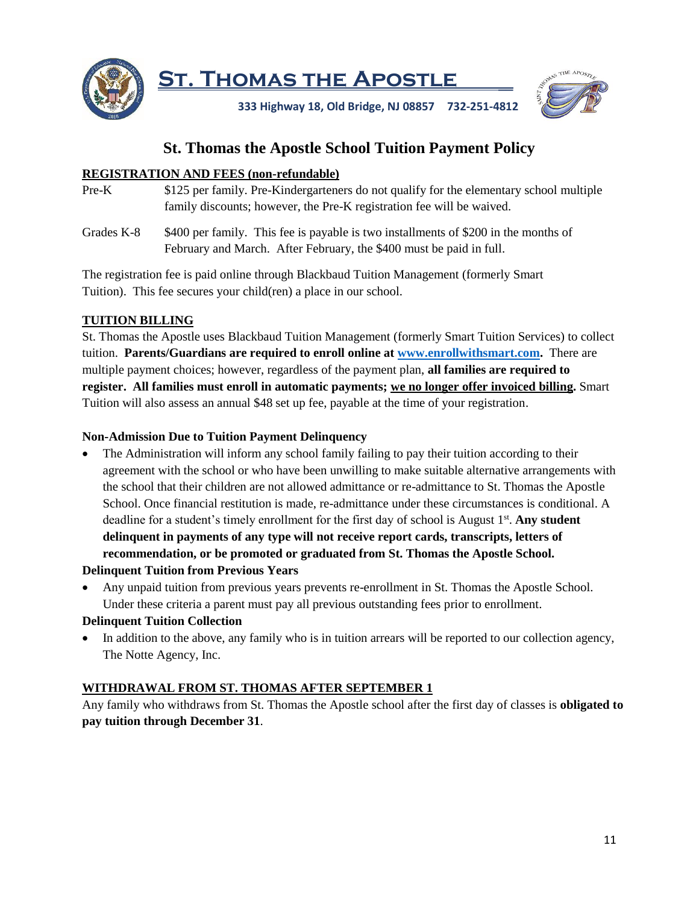# St. Thomas the Apostle

**333 Highway 18, Old Bridge, NJ 08857 732-251-4812**

## St. Thomas the Apostle School Tuition Payment Policy

**REGISTRATION AND FEES (non-refundable)**

| | |
|---|---|
| Pre-K | $125 per family. Pre-Kindergarteners do not qualify for the elementary school multiple family discounts; however, the Pre-K registration fee will be waived. |
| Grades K-8 | $400 per family. This fee is payable is two installments of $200 in the months of February and March. After February, the $400 must be paid in full. |

The registration fee is paid online through Blackbaud Tuition Management (formerly Smart Tuition). This fee secures your child(ren) a place in our school.

**TUITION BILLING**

St. Thomas the Apostle uses Blackbaud Tuition Management (formerly Smart Tuition Services) to collect tuition. **Parents/Guardians are required to enroll online at [www.enrollwithsmart.com](www.enrollwithsmart.com).** There are multiple payment choices; however, regardless of the payment plan, **all families are required to register. All families must enroll in automatic payments; we no longer offer invoiced billing.** Smart Tuition will also assess an annual $48 set up fee, payable at the time of your registration.

**Non-Admission Due to Tuition Payment Delinquency**

- The Administration will inform any school family failing to pay their tuition according to their agreement with the school or who have been unwilling to make suitable alternative arrangements with the school that their children are not allowed admittance or re-admittance to St. Thomas the Apostle School. Once financial restitution is made, re-admittance under these circumstances is conditional. A deadline for a student's timely enrollment for the first day of school is August 1st. **Any student delinquent in payments of any type will not receive report cards, transcripts, letters of recommendation, or be promoted or graduated from St. Thomas the Apostle School.**

**Delinquent Tuition from Previous Years**

- Any unpaid tuition from previous years prevents re-enrollment in St. Thomas the Apostle School. Under these criteria a parent must pay all previous outstanding fees prior to enrollment.

**Delinquent Tuition Collection**

- In addition to the above, any family who is in tuition arrears will be reported to our collection agency, The Notte Agency, Inc.

**WITHDRAWAL FROM ST. THOMAS AFTER SEPTEMBER 1**

Any family who withdraws from St. Thomas the Apostle school after the first day of classes is **obligated to pay tuition through December 31**.